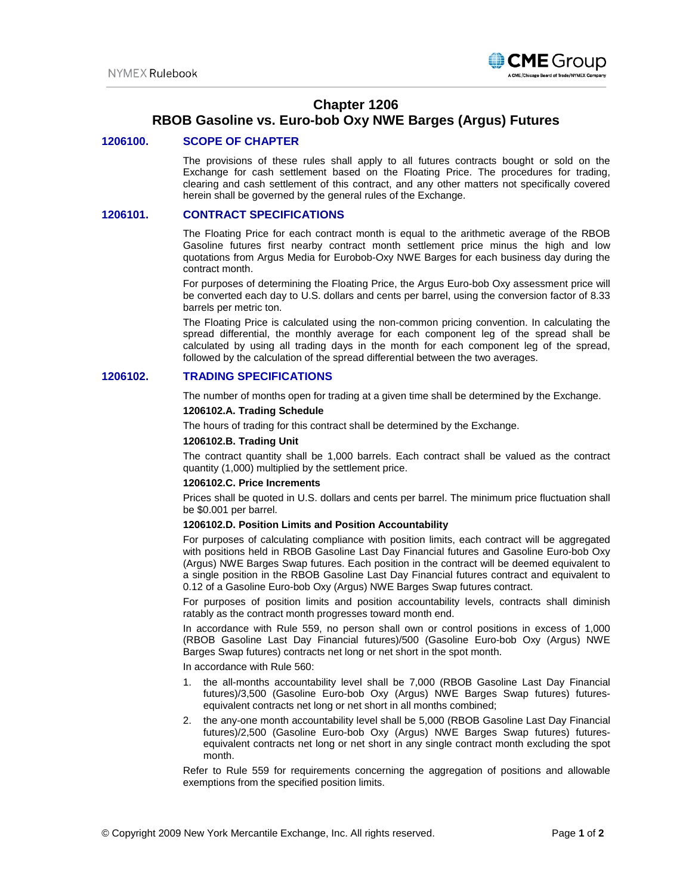# Chapter 1206
# RBOB Gasoline vs. Euro-bob Oxy NWE Barges (Argus) Futures

## 1206100. SCOPE OF CHAPTER

The provisions of these rules shall apply to all futures contracts bought or sold on the Exchange for cash settlement based on the Floating Price. The procedures for trading, clearing and cash settlement of this contract, and any other matters not specifically covered herein shall be governed by the general rules of the Exchange.

## 1206101. CONTRACT SPECIFICATIONS

The Floating Price for each contract month is equal to the arithmetic average of the RBOB Gasoline futures first nearby contract month settlement price minus the high and low quotations from Argus Media for Eurobob-Oxy NWE Barges for each business day during the contract month.

For purposes of determining the Floating Price, the Argus Euro-bob Oxy assessment price will be converted each day to U.S. dollars and cents per barrel, using the conversion factor of 8.33 barrels per metric ton.

The Floating Price is calculated using the non-common pricing convention. In calculating the spread differential, the monthly average for each component leg of the spread shall be calculated by using all trading days in the month for each component leg of the spread, followed by the calculation of the spread differential between the two averages.

## 1206102. TRADING SPECIFICATIONS

The number of months open for trading at a given time shall be determined by the Exchange.

### 1206102.A. Trading Schedule

The hours of trading for this contract shall be determined by the Exchange.

### 1206102.B. Trading Unit

The contract quantity shall be 1,000 barrels. Each contract shall be valued as the contract quantity (1,000) multiplied by the settlement price.

### 1206102.C. Price Increments

Prices shall be quoted in U.S. dollars and cents per barrel. The minimum price fluctuation shall be $0.001 per barrel.

### 1206102.D. Position Limits and Position Accountability

For purposes of calculating compliance with position limits, each contract will be aggregated with positions held in RBOB Gasoline Last Day Financial futures and Gasoline Euro-bob Oxy (Argus) NWE Barges Swap futures. Each position in the contract will be deemed equivalent to a single position in the RBOB Gasoline Last Day Financial futures contract and equivalent to 0.12 of a Gasoline Euro-bob Oxy (Argus) NWE Barges Swap futures contract.

For purposes of position limits and position accountability levels, contracts shall diminish ratably as the contract month progresses toward month end.

In accordance with Rule 559, no person shall own or control positions in excess of 1,000 (RBOB Gasoline Last Day Financial futures)/500 (Gasoline Euro-bob Oxy (Argus) NWE Barges Swap futures) contracts net long or net short in the spot month.

In accordance with Rule 560:

1. the all-months accountability level shall be 7,000 (RBOB Gasoline Last Day Financial futures)/3,500 (Gasoline Euro-bob Oxy (Argus) NWE Barges Swap futures) futures-equivalent contracts net long or net short in all months combined;
2. the any-one month accountability level shall be 5,000 (RBOB Gasoline Last Day Financial futures)/2,500 (Gasoline Euro-bob Oxy (Argus) NWE Barges Swap futures) futures-equivalent contracts net long or net short in any single contract month excluding the spot month.

Refer to Rule 559 for requirements concerning the aggregation of positions and allowable exemptions from the specified position limits.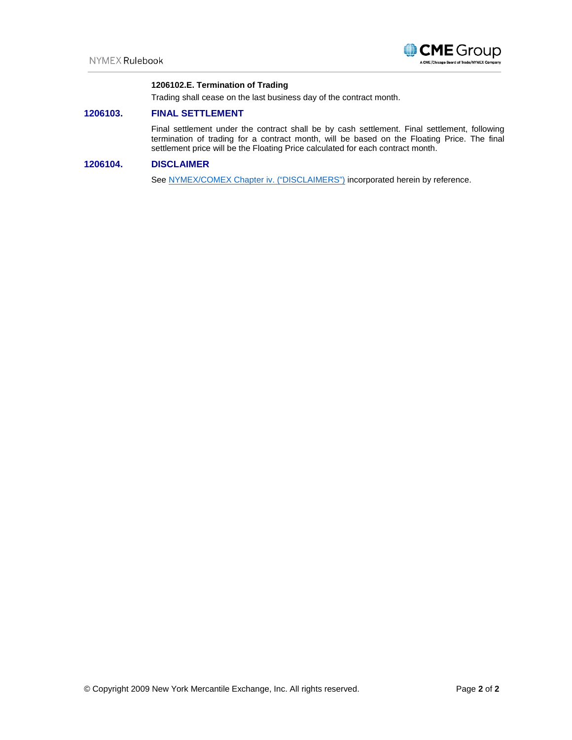### 1206102.E. Termination of Trading

Trading shall cease on the last business day of the contract month.

## 1206103. FINAL SETTLEMENT

Final settlement under the contract shall be by cash settlement. Final settlement, following termination of trading for a contract month, will be based on the Floating Price. The final settlement price will be the Floating Price calculated for each contract month.

## 1206104. DISCLAIMER

See NYMEX/COMEX Chapter iv. ("DISCLAIMERS") incorporated herein by reference.